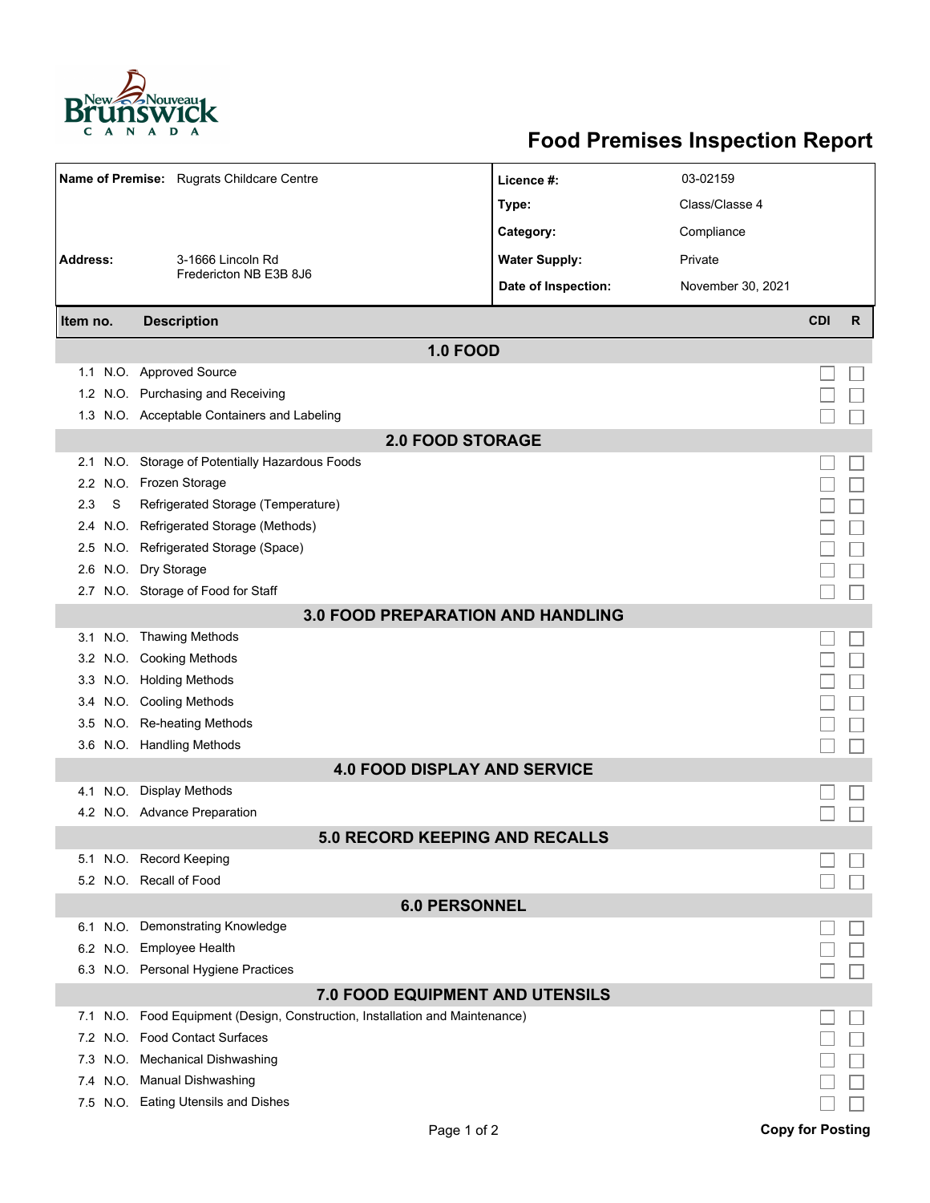# Food Premises Inspection Report

| | | | |
|---|---|---|---|
| **Name of Premise:** | Rugrats Childcare Centre | **Licence #:** | 03-02159 |
| | | **Type:** | Class/Classe 4 |
| | | **Category:** | Compliance |
| **Address:** | 3-1666 Lincoln Rd<br>Fredericton NB E3B 8J6 | **Water Supply:** | Private |
| | | **Date of Inspection:** | November 30, 2021 |

| Item no. | | Description | CDI | R |
|---|---|---|---|---|
| **1.0 FOOD** | | | | |
| 1.1 | N.O. | Approved Source | ☐ | ☐ |
| 1.2 | N.O. | Purchasing and Receiving | ☐ | ☐ |
| 1.3 | N.O. | Acceptable Containers and Labeling | ☐ | ☐ |
| **2.0 FOOD STORAGE** | | | | |
| 2.1 | N.O. | Storage of Potentially Hazardous Foods | ☐ | ☐ |
| 2.2 | N.O. | Frozen Storage | ☐ | ☐ |
| 2.3 | S | Refrigerated Storage (Temperature) | ☐ | ☐ |
| 2.4 | N.O. | Refrigerated Storage (Methods) | ☐ | ☐ |
| 2.5 | N.O. | Refrigerated Storage (Space) | ☐ | ☐ |
| 2.6 | N.O. | Dry Storage | ☐ | ☐ |
| 2.7 | N.O. | Storage of Food for Staff | ☐ | ☐ |
| **3.0 FOOD PREPARATION AND HANDLING** | | | | |
| 3.1 | N.O. | Thawing Methods | ☐ | ☐ |
| 3.2 | N.O. | Cooking Methods | ☐ | ☐ |
| 3.3 | N.O. | Holding Methods | ☐ | ☐ |
| 3.4 | N.O. | Cooling Methods | ☐ | ☐ |
| 3.5 | N.O. | Re-heating Methods | ☐ | ☐ |
| 3.6 | N.O. | Handling Methods | ☐ | ☐ |
| **4.0 FOOD DISPLAY AND SERVICE** | | | | |
| 4.1 | N.O. | Display Methods | ☐ | ☐ |
| 4.2 | N.O. | Advance Preparation | ☐ | ☐ |
| **5.0 RECORD KEEPING AND RECALLS** | | | | |
| 5.1 | N.O. | Record Keeping | ☐ | ☐ |
| 5.2 | N.O. | Recall of Food | ☐ | ☐ |
| **6.0 PERSONNEL** | | | | |
| 6.1 | N.O. | Demonstrating Knowledge | ☐ | ☐ |
| 6.2 | N.O. | Employee Health | ☐ | ☐ |
| 6.3 | N.O. | Personal Hygiene Practices | ☐ | ☐ |
| **7.0 FOOD EQUIPMENT AND UTENSILS** | | | | |
| 7.1 | N.O. | Food Equipment (Design, Construction, Installation and Maintenance) | ☐ | ☐ |
| 7.2 | N.O. | Food Contact Surfaces | ☐ | ☐ |
| 7.3 | N.O. | Mechanical Dishwashing | ☐ | ☐ |
| 7.4 | N.O. | Manual Dishwashing | ☐ | ☐ |
| 7.5 | N.O. | Eating Utensils and Dishes | ☐ | ☐ |

**Copy for Posting**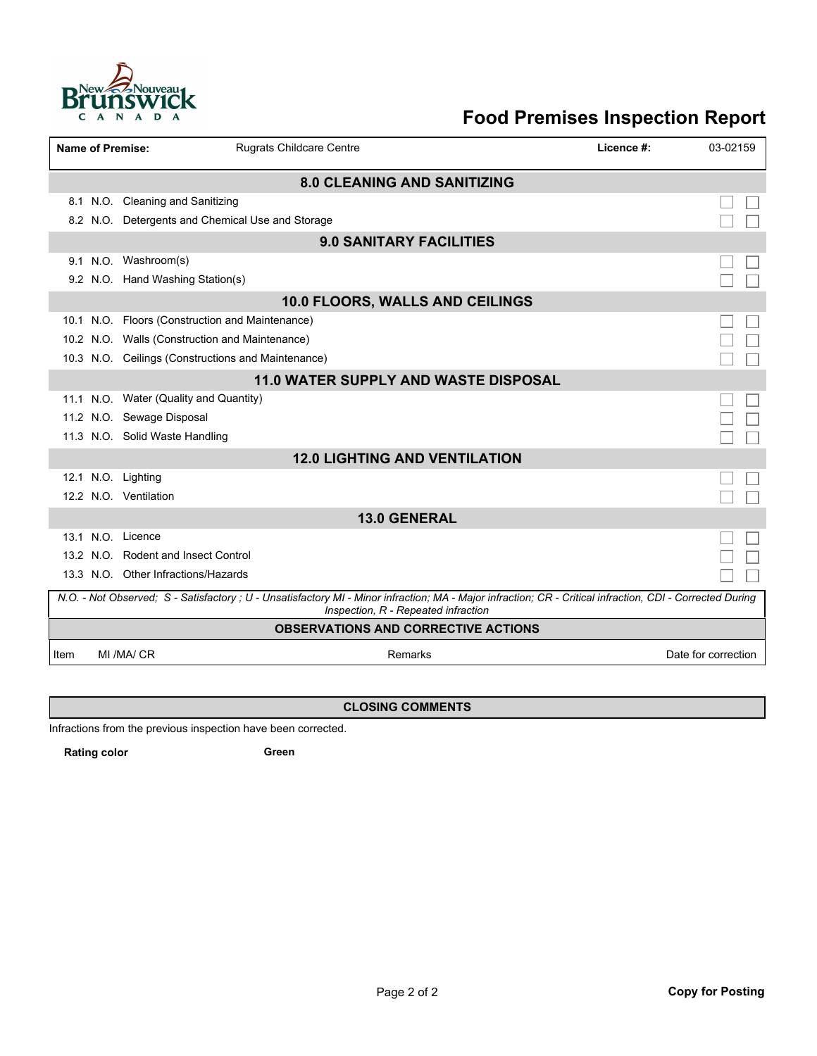# Food Premises Inspection Report

| **Name of Premise:** | Rugrats Childcare Centre | **Licence #:** | 03-02159 |
|---|---|---|---|

## 8.0 CLEANING AND SANITIZING

8.1 N.O. Cleaning and Sanitizing

8.2 N.O. Detergents and Chemical Use and Storage

## 9.0 SANITARY FACILITIES

9.1 N.O. Washroom(s)

9.2 N.O. Hand Washing Station(s)

## 10.0 FLOORS, WALLS AND CEILINGS

10.1 N.O. Floors (Construction and Maintenance)

10.2 N.O. Walls (Construction and Maintenance)

10.3 N.O. Ceilings (Constructions and Maintenance)

## 11.0 WATER SUPPLY AND WASTE DISPOSAL

11.1 N.O. Water (Quality and Quantity)

11.2 N.O. Sewage Disposal

11.3 N.O. Solid Waste Handling

## 12.0 LIGHTING AND VENTILATION

12.1 N.O. Lighting

12.2 N.O. Ventilation

## 13.0 GENERAL

13.1 N.O. Licence

13.2 N.O. Rodent and Insect Control

13.3 N.O. Other Infractions/Hazards

*N.O. - Not Observed; S - Satisfactory ; U - Unsatisfactory MI - Minor infraction; MA - Major infraction; CR - Critical infraction, CDI - Corrected During Inspection, R - Repeated infraction*

## OBSERVATIONS AND CORRECTIVE ACTIONS

| Item | MI /MA/ CR | Remarks | Date for correction |
|---|---|---|---|

## CLOSING COMMENTS

Infractions from the previous inspection have been corrected.

**Rating color** **Green**

**Copy for Posting**